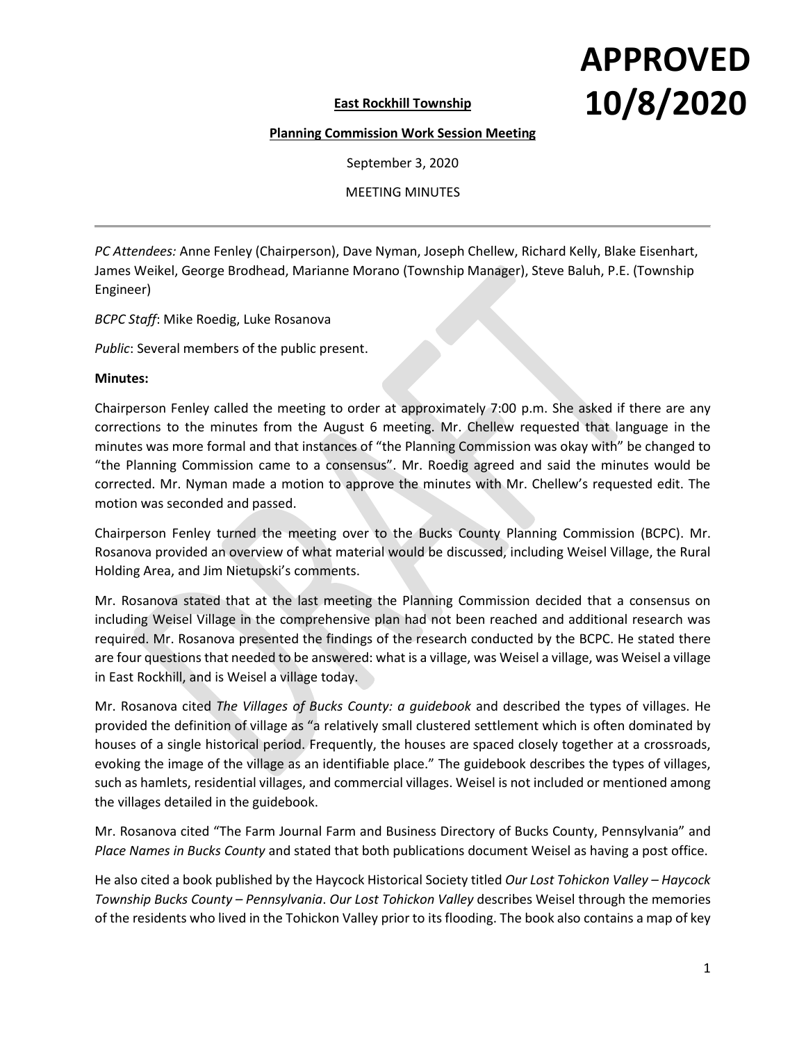**APPROVED 10/8/2020**

**East Rockhill Township**

**Planning Commission Work Session Meeting**

September 3, 2020

MEETING MINUTES

---

*PC Attendees:* Anne Fenley (Chairperson), Dave Nyman, Joseph Chellew, Richard Kelly, Blake Eisenhart, James Weikel, George Brodhead, Marianne Morano (Township Manager), Steve Baluh, P.E. (Township Engineer)

*BCPC Staff*: Mike Roedig, Luke Rosanova

*Public*: Several members of the public present.

**Minutes:**

Chairperson Fenley called the meeting to order at approximately 7:00 p.m. She asked if there are any corrections to the minutes from the August 6 meeting. Mr. Chellew requested that language in the minutes was more formal and that instances of "the Planning Commission was okay with" be changed to "the Planning Commission came to a consensus". Mr. Roedig agreed and said the minutes would be corrected. Mr. Nyman made a motion to approve the minutes with Mr. Chellew's requested edit. The motion was seconded and passed.

Chairperson Fenley turned the meeting over to the Bucks County Planning Commission (BCPC). Mr. Rosanova provided an overview of what material would be discussed, including Weisel Village, the Rural Holding Area, and Jim Nietupski's comments.

Mr. Rosanova stated that at the last meeting the Planning Commission decided that a consensus on including Weisel Village in the comprehensive plan had not been reached and additional research was required. Mr. Rosanova presented the findings of the research conducted by the BCPC. He stated there are four questions that needed to be answered: what is a village, was Weisel a village, was Weisel a village in East Rockhill, and is Weisel a village today.

Mr. Rosanova cited *The Villages of Bucks County: a guidebook* and described the types of villages. He provided the definition of village as "a relatively small clustered settlement which is often dominated by houses of a single historical period. Frequently, the houses are spaced closely together at a crossroads, evoking the image of the village as an identifiable place." The guidebook describes the types of villages, such as hamlets, residential villages, and commercial villages. Weisel is not included or mentioned among the villages detailed in the guidebook.

Mr. Rosanova cited "The Farm Journal Farm and Business Directory of Bucks County, Pennsylvania" and *Place Names in Bucks County* and stated that both publications document Weisel as having a post office.

He also cited a book published by the Haycock Historical Society titled *Our Lost Tohickon Valley – Haycock Township Bucks County – Pennsylvania*. *Our Lost Tohickon Valley* describes Weisel through the memories of the residents who lived in the Tohickon Valley prior to its flooding. The book also contains a map of key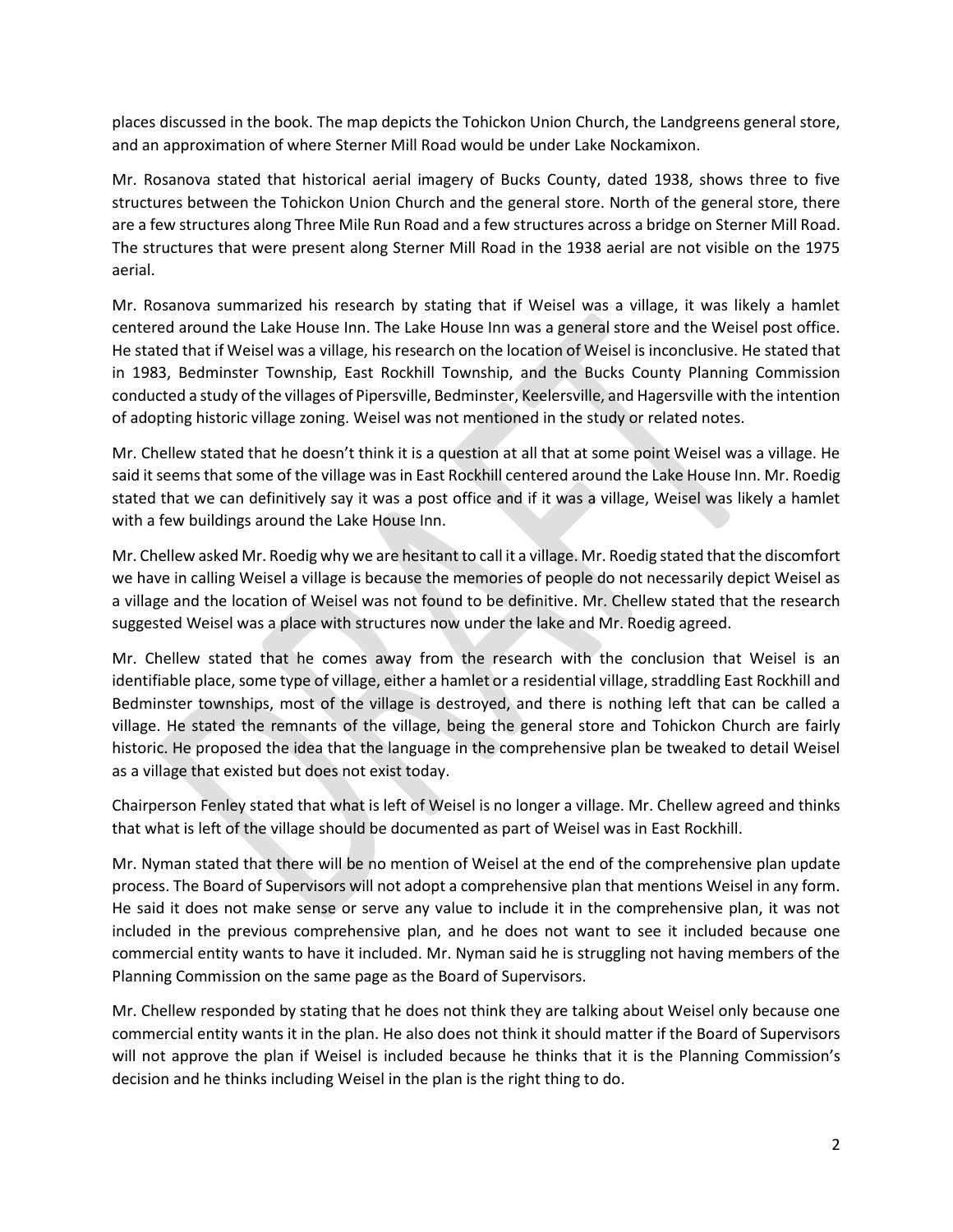places discussed in the book. The map depicts the Tohickon Union Church, the Landgreens general store, and an approximation of where Sterner Mill Road would be under Lake Nockamixon.

Mr. Rosanova stated that historical aerial imagery of Bucks County, dated 1938, shows three to five structures between the Tohickon Union Church and the general store. North of the general store, there are a few structures along Three Mile Run Road and a few structures across a bridge on Sterner Mill Road. The structures that were present along Sterner Mill Road in the 1938 aerial are not visible on the 1975 aerial.

Mr. Rosanova summarized his research by stating that if Weisel was a village, it was likely a hamlet centered around the Lake House Inn. The Lake House Inn was a general store and the Weisel post office. He stated that if Weisel was a village, his research on the location of Weisel is inconclusive. He stated that in 1983, Bedminster Township, East Rockhill Township, and the Bucks County Planning Commission conducted a study of the villages of Pipersville, Bedminster, Keelersville, and Hagersville with the intention of adopting historic village zoning. Weisel was not mentioned in the study or related notes.

Mr. Chellew stated that he doesn't think it is a question at all that at some point Weisel was a village. He said it seems that some of the village was in East Rockhill centered around the Lake House Inn. Mr. Roedig stated that we can definitively say it was a post office and if it was a village, Weisel was likely a hamlet with a few buildings around the Lake House Inn.

Mr. Chellew asked Mr. Roedig why we are hesitant to call it a village. Mr. Roedig stated that the discomfort we have in calling Weisel a village is because the memories of people do not necessarily depict Weisel as a village and the location of Weisel was not found to be definitive. Mr. Chellew stated that the research suggested Weisel was a place with structures now under the lake and Mr. Roedig agreed.

Mr. Chellew stated that he comes away from the research with the conclusion that Weisel is an identifiable place, some type of village, either a hamlet or a residential village, straddling East Rockhill and Bedminster townships, most of the village is destroyed, and there is nothing left that can be called a village. He stated the remnants of the village, being the general store and Tohickon Church are fairly historic. He proposed the idea that the language in the comprehensive plan be tweaked to detail Weisel as a village that existed but does not exist today.

Chairperson Fenley stated that what is left of Weisel is no longer a village. Mr. Chellew agreed and thinks that what is left of the village should be documented as part of Weisel was in East Rockhill.

Mr. Nyman stated that there will be no mention of Weisel at the end of the comprehensive plan update process. The Board of Supervisors will not adopt a comprehensive plan that mentions Weisel in any form. He said it does not make sense or serve any value to include it in the comprehensive plan, it was not included in the previous comprehensive plan, and he does not want to see it included because one commercial entity wants to have it included. Mr. Nyman said he is struggling not having members of the Planning Commission on the same page as the Board of Supervisors.

Mr. Chellew responded by stating that he does not think they are talking about Weisel only because one commercial entity wants it in the plan. He also does not think it should matter if the Board of Supervisors will not approve the plan if Weisel is included because he thinks that it is the Planning Commission's decision and he thinks including Weisel in the plan is the right thing to do.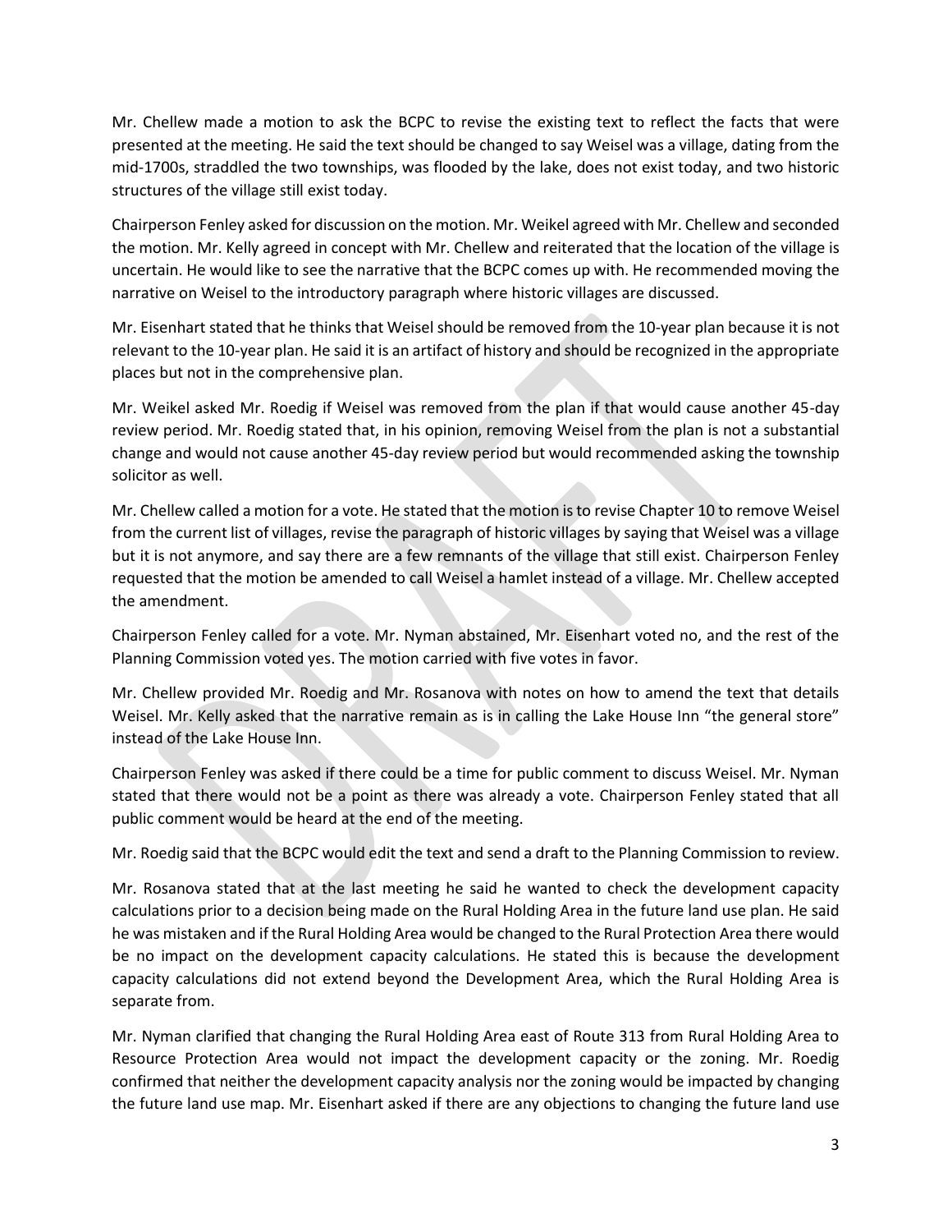Mr. Chellew made a motion to ask the BCPC to revise the existing text to reflect the facts that were presented at the meeting. He said the text should be changed to say Weisel was a village, dating from the mid-1700s, straddled the two townships, was flooded by the lake, does not exist today, and two historic structures of the village still exist today.

Chairperson Fenley asked for discussion on the motion. Mr. Weikel agreed with Mr. Chellew and seconded the motion. Mr. Kelly agreed in concept with Mr. Chellew and reiterated that the location of the village is uncertain. He would like to see the narrative that the BCPC comes up with. He recommended moving the narrative on Weisel to the introductory paragraph where historic villages are discussed.

Mr. Eisenhart stated that he thinks that Weisel should be removed from the 10-year plan because it is not relevant to the 10-year plan. He said it is an artifact of history and should be recognized in the appropriate places but not in the comprehensive plan.

Mr. Weikel asked Mr. Roedig if Weisel was removed from the plan if that would cause another 45-day review period. Mr. Roedig stated that, in his opinion, removing Weisel from the plan is not a substantial change and would not cause another 45-day review period but would recommended asking the township solicitor as well.

Mr. Chellew called a motion for a vote. He stated that the motion is to revise Chapter 10 to remove Weisel from the current list of villages, revise the paragraph of historic villages by saying that Weisel was a village but it is not anymore, and say there are a few remnants of the village that still exist. Chairperson Fenley requested that the motion be amended to call Weisel a hamlet instead of a village. Mr. Chellew accepted the amendment.

Chairperson Fenley called for a vote. Mr. Nyman abstained, Mr. Eisenhart voted no, and the rest of the Planning Commission voted yes. The motion carried with five votes in favor.

Mr. Chellew provided Mr. Roedig and Mr. Rosanova with notes on how to amend the text that details Weisel. Mr. Kelly asked that the narrative remain as is in calling the Lake House Inn "the general store" instead of the Lake House Inn.

Chairperson Fenley was asked if there could be a time for public comment to discuss Weisel. Mr. Nyman stated that there would not be a point as there was already a vote. Chairperson Fenley stated that all public comment would be heard at the end of the meeting.

Mr. Roedig said that the BCPC would edit the text and send a draft to the Planning Commission to review.

Mr. Rosanova stated that at the last meeting he said he wanted to check the development capacity calculations prior to a decision being made on the Rural Holding Area in the future land use plan. He said he was mistaken and if the Rural Holding Area would be changed to the Rural Protection Area there would be no impact on the development capacity calculations. He stated this is because the development capacity calculations did not extend beyond the Development Area, which the Rural Holding Area is separate from.

Mr. Nyman clarified that changing the Rural Holding Area east of Route 313 from Rural Holding Area to Resource Protection Area would not impact the development capacity or the zoning. Mr. Roedig confirmed that neither the development capacity analysis nor the zoning would be impacted by changing the future land use map. Mr. Eisenhart asked if there are any objections to changing the future land use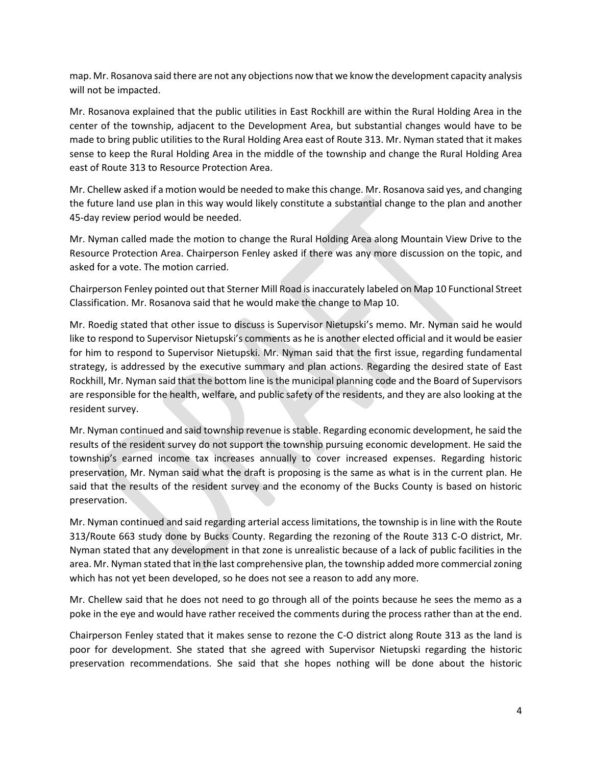map. Mr. Rosanova said there are not any objections now that we know the development capacity analysis will not be impacted.

Mr. Rosanova explained that the public utilities in East Rockhill are within the Rural Holding Area in the center of the township, adjacent to the Development Area, but substantial changes would have to be made to bring public utilities to the Rural Holding Area east of Route 313. Mr. Nyman stated that it makes sense to keep the Rural Holding Area in the middle of the township and change the Rural Holding Area east of Route 313 to Resource Protection Area.

Mr. Chellew asked if a motion would be needed to make this change. Mr. Rosanova said yes, and changing the future land use plan in this way would likely constitute a substantial change to the plan and another 45-day review period would be needed.

Mr. Nyman called made the motion to change the Rural Holding Area along Mountain View Drive to the Resource Protection Area. Chairperson Fenley asked if there was any more discussion on the topic, and asked for a vote. The motion carried.

Chairperson Fenley pointed out that Sterner Mill Road is inaccurately labeled on Map 10 Functional Street Classification. Mr. Rosanova said that he would make the change to Map 10.

Mr. Roedig stated that other issue to discuss is Supervisor Nietupski's memo. Mr. Nyman said he would like to respond to Supervisor Nietupski's comments as he is another elected official and it would be easier for him to respond to Supervisor Nietupski. Mr. Nyman said that the first issue, regarding fundamental strategy, is addressed by the executive summary and plan actions. Regarding the desired state of East Rockhill, Mr. Nyman said that the bottom line is the municipal planning code and the Board of Supervisors are responsible for the health, welfare, and public safety of the residents, and they are also looking at the resident survey.

Mr. Nyman continued and said township revenue is stable. Regarding economic development, he said the results of the resident survey do not support the township pursuing economic development. He said the township's earned income tax increases annually to cover increased expenses. Regarding historic preservation, Mr. Nyman said what the draft is proposing is the same as what is in the current plan. He said that the results of the resident survey and the economy of the Bucks County is based on historic preservation.

Mr. Nyman continued and said regarding arterial access limitations, the township is in line with the Route 313/Route 663 study done by Bucks County. Regarding the rezoning of the Route 313 C-O district, Mr. Nyman stated that any development in that zone is unrealistic because of a lack of public facilities in the area. Mr. Nyman stated that in the last comprehensive plan, the township added more commercial zoning which has not yet been developed, so he does not see a reason to add any more.

Mr. Chellew said that he does not need to go through all of the points because he sees the memo as a poke in the eye and would have rather received the comments during the process rather than at the end.

Chairperson Fenley stated that it makes sense to rezone the C-O district along Route 313 as the land is poor for development. She stated that she agreed with Supervisor Nietupski regarding the historic preservation recommendations. She said that she hopes nothing will be done about the historic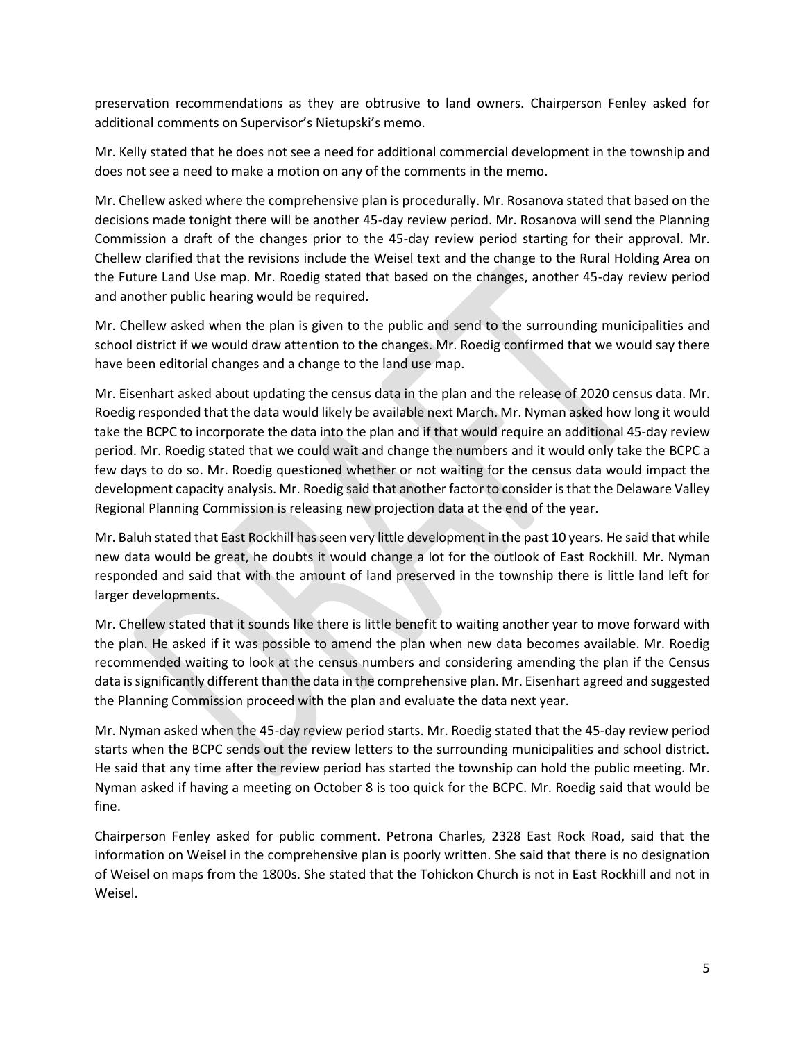preservation recommendations as they are obtrusive to land owners. Chairperson Fenley asked for additional comments on Supervisor's Nietupski's memo.

Mr. Kelly stated that he does not see a need for additional commercial development in the township and does not see a need to make a motion on any of the comments in the memo.

Mr. Chellew asked where the comprehensive plan is procedurally. Mr. Rosanova stated that based on the decisions made tonight there will be another 45-day review period. Mr. Rosanova will send the Planning Commission a draft of the changes prior to the 45-day review period starting for their approval. Mr. Chellew clarified that the revisions include the Weisel text and the change to the Rural Holding Area on the Future Land Use map. Mr. Roedig stated that based on the changes, another 45-day review period and another public hearing would be required.

Mr. Chellew asked when the plan is given to the public and send to the surrounding municipalities and school district if we would draw attention to the changes. Mr. Roedig confirmed that we would say there have been editorial changes and a change to the land use map.

Mr. Eisenhart asked about updating the census data in the plan and the release of 2020 census data. Mr. Roedig responded that the data would likely be available next March. Mr. Nyman asked how long it would take the BCPC to incorporate the data into the plan and if that would require an additional 45-day review period. Mr. Roedig stated that we could wait and change the numbers and it would only take the BCPC a few days to do so. Mr. Roedig questioned whether or not waiting for the census data would impact the development capacity analysis. Mr. Roedig said that another factor to consider is that the Delaware Valley Regional Planning Commission is releasing new projection data at the end of the year.

Mr. Baluh stated that East Rockhill has seen very little development in the past 10 years. He said that while new data would be great, he doubts it would change a lot for the outlook of East Rockhill. Mr. Nyman responded and said that with the amount of land preserved in the township there is little land left for larger developments.

Mr. Chellew stated that it sounds like there is little benefit to waiting another year to move forward with the plan. He asked if it was possible to amend the plan when new data becomes available. Mr. Roedig recommended waiting to look at the census numbers and considering amending the plan if the Census data is significantly different than the data in the comprehensive plan. Mr. Eisenhart agreed and suggested the Planning Commission proceed with the plan and evaluate the data next year.

Mr. Nyman asked when the 45-day review period starts. Mr. Roedig stated that the 45-day review period starts when the BCPC sends out the review letters to the surrounding municipalities and school district. He said that any time after the review period has started the township can hold the public meeting. Mr. Nyman asked if having a meeting on October 8 is too quick for the BCPC. Mr. Roedig said that would be fine.

Chairperson Fenley asked for public comment. Petrona Charles, 2328 East Rock Road, said that the information on Weisel in the comprehensive plan is poorly written. She said that there is no designation of Weisel on maps from the 1800s. She stated that the Tohickon Church is not in East Rockhill and not in Weisel.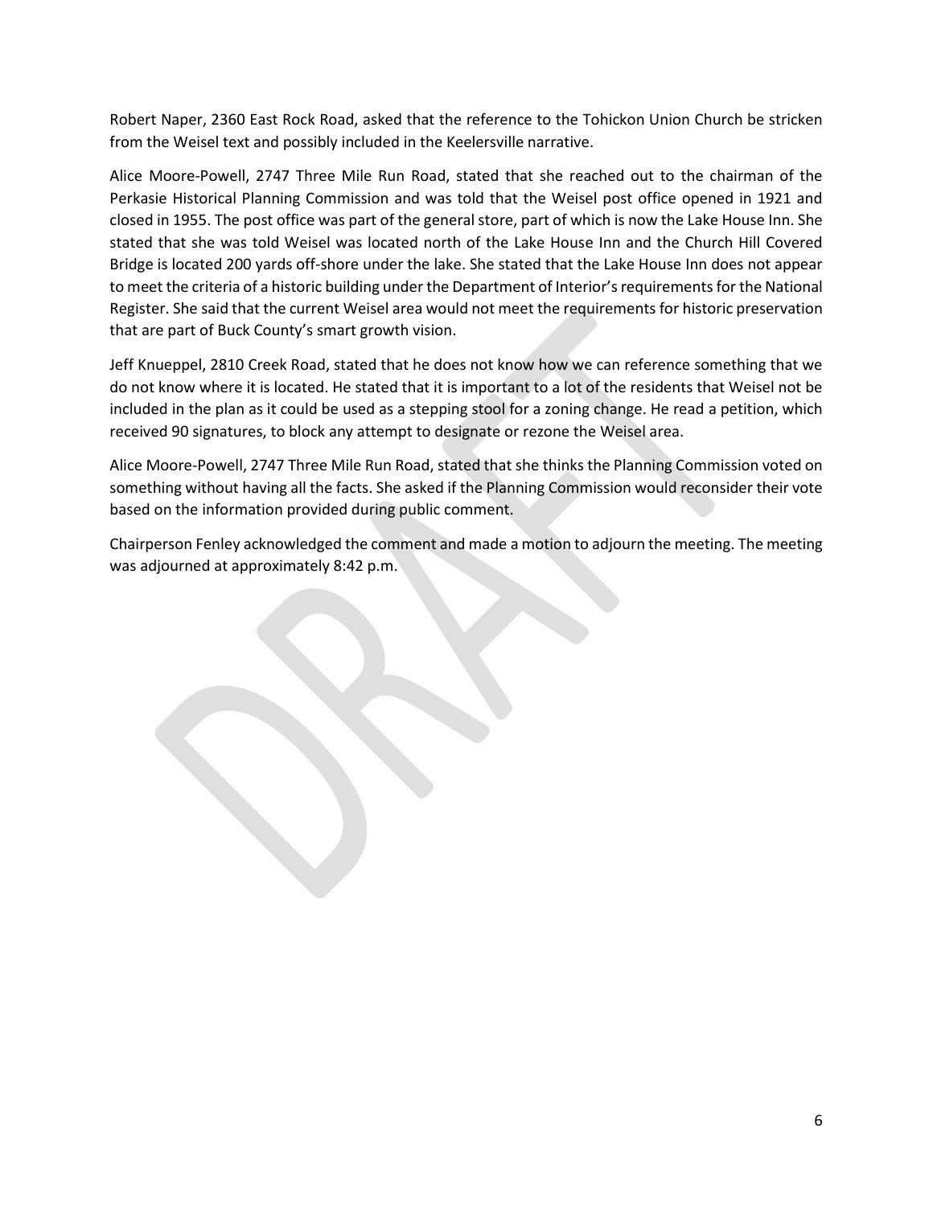Robert Naper, 2360 East Rock Road, asked that the reference to the Tohickon Union Church be stricken from the Weisel text and possibly included in the Keelersville narrative.

Alice Moore-Powell, 2747 Three Mile Run Road, stated that she reached out to the chairman of the Perkasie Historical Planning Commission and was told that the Weisel post office opened in 1921 and closed in 1955. The post office was part of the general store, part of which is now the Lake House Inn. She stated that she was told Weisel was located north of the Lake House Inn and the Church Hill Covered Bridge is located 200 yards off-shore under the lake. She stated that the Lake House Inn does not appear to meet the criteria of a historic building under the Department of Interior's requirements for the National Register. She said that the current Weisel area would not meet the requirements for historic preservation that are part of Buck County's smart growth vision.

Jeff Knueppel, 2810 Creek Road, stated that he does not know how we can reference something that we do not know where it is located. He stated that it is important to a lot of the residents that Weisel not be included in the plan as it could be used as a stepping stool for a zoning change. He read a petition, which received 90 signatures, to block any attempt to designate or rezone the Weisel area.

Alice Moore-Powell, 2747 Three Mile Run Road, stated that she thinks the Planning Commission voted on something without having all the facts. She asked if the Planning Commission would reconsider their vote based on the information provided during public comment.

Chairperson Fenley acknowledged the comment and made a motion to adjourn the meeting. The meeting was adjourned at approximately 8:42 p.m.